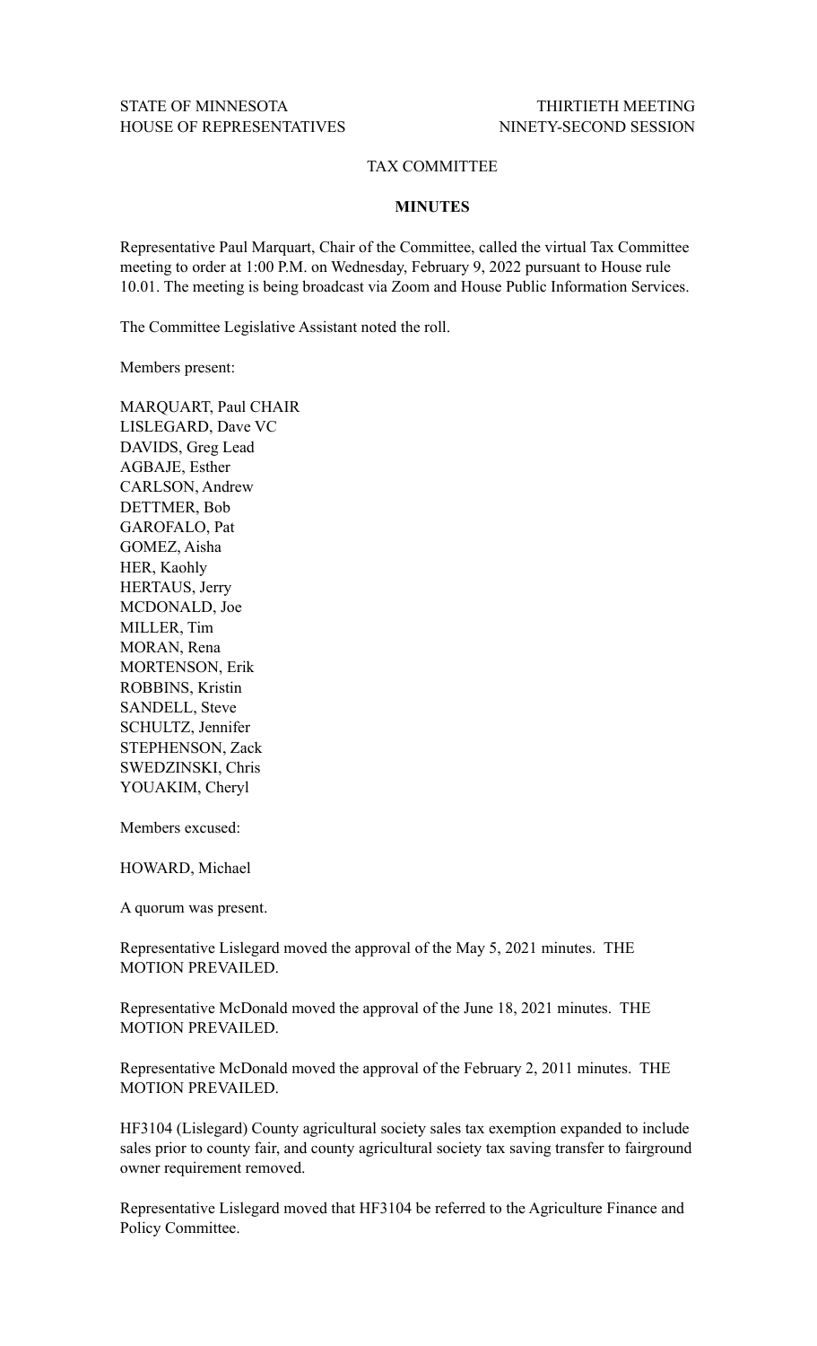STATE OF MINNESOTA THIRTIETH MEETING
HOUSE OF REPRESENTATIVES NINETY-SECOND SESSION

TAX COMMITTEE

**MINUTES**

Representative Paul Marquart, Chair of the Committee, called the virtual Tax Committee meeting to order at 1:00 P.M. on Wednesday, February 9, 2022 pursuant to House rule 10.01. The meeting is being broadcast via Zoom and House Public Information Services.

The Committee Legislative Assistant noted the roll.

Members present:

MARQUART, Paul CHAIR
LISLEGARD, Dave VC
DAVIDS, Greg Lead
AGBAJE, Esther
CARLSON, Andrew
DETTMER, Bob
GAROFALO, Pat
GOMEZ, Aisha
HER, Kaohly
HERTAUS, Jerry
MCDONALD, Joe
MILLER, Tim
MORAN, Rena
MORTENSON, Erik
ROBBINS, Kristin
SANDELL, Steve
SCHULTZ, Jennifer
STEPHENSON, Zack
SWEDZINSKI, Chris
YOUAKIM, Cheryl

Members excused:

HOWARD, Michael

A quorum was present.

Representative Lislegard moved the approval of the May 5, 2021 minutes. THE MOTION PREVAILED.

Representative McDonald moved the approval of the June 18, 2021 minutes. THE MOTION PREVAILED.

Representative McDonald moved the approval of the February 2, 2011 minutes. THE MOTION PREVAILED.

HF3104 (Lislegard) County agricultural society sales tax exemption expanded to include sales prior to county fair, and county agricultural society tax saving transfer to fairground owner requirement removed.

Representative Lislegard moved that HF3104 be referred to the Agriculture Finance and Policy Committee.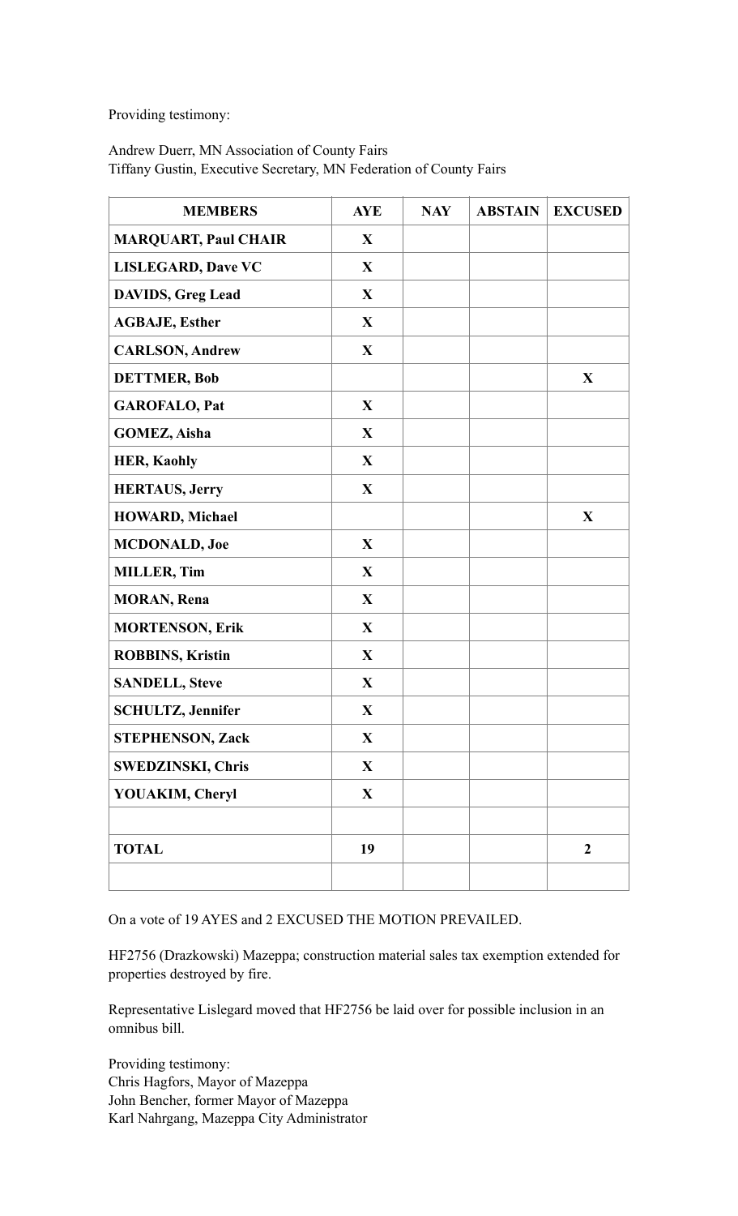Providing testimony:

Andrew Duerr, MN Association of County Fairs
Tiffany Gustin, Executive Secretary, MN Federation of County Fairs

| MEMBERS | AYE | NAY | ABSTAIN | EXCUSED |
|---|---|---|---|---|
| MARQUART, Paul CHAIR | X | | | |
| LISLEGARD, Dave VC | X | | | |
| DAVIDS, Greg Lead | X | | | |
| AGBAJE, Esther | X | | | |
| CARLSON, Andrew | X | | | |
| DETTMER, Bob | | | | X |
| GAROFALO, Pat | X | | | |
| GOMEZ, Aisha | X | | | |
| HER, Kaohly | X | | | |
| HERTAUS, Jerry | X | | | |
| HOWARD, Michael | | | | X |
| MCDONALD, Joe | X | | | |
| MILLER, Tim | X | | | |
| MORAN, Rena | X | | | |
| MORTENSON, Erik | X | | | |
| ROBBINS, Kristin | X | | | |
| SANDELL, Steve | X | | | |
| SCHULTZ, Jennifer | X | | | |
| STEPHENSON, Zack | X | | | |
| SWEDZINSKI, Chris | X | | | |
| YOUAKIM, Cheryl | X | | | |
| | | | | |
| TOTAL | 19 | | | 2 |
| | | | | |

On a vote of 19 AYES and 2 EXCUSED THE MOTION PREVAILED.

HF2756 (Drazkowski) Mazeppa; construction material sales tax exemption extended for properties destroyed by fire.

Representative Lislegard moved that HF2756 be laid over for possible inclusion in an omnibus bill.

Providing testimony:
Chris Hagfors, Mayor of Mazeppa
John Bencher, former Mayor of Mazeppa
Karl Nahrgang, Mazeppa City Administrator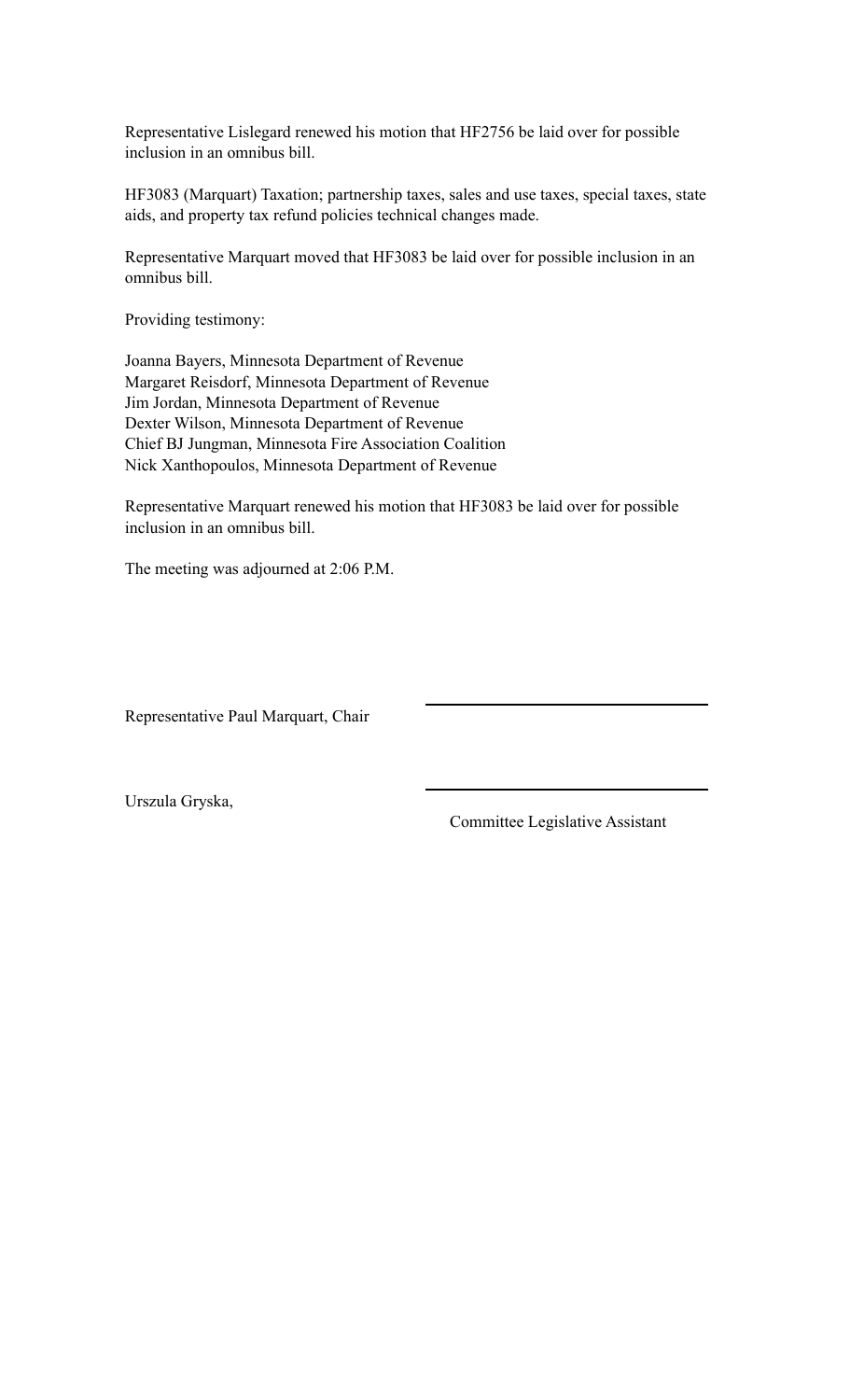Representative Lislegard renewed his motion that HF2756 be laid over for possible inclusion in an omnibus bill.

HF3083 (Marquart) Taxation; partnership taxes, sales and use taxes, special taxes, state aids, and property tax refund policies technical changes made.

Representative Marquart moved that HF3083 be laid over for possible inclusion in an omnibus bill.

Providing testimony:

Joanna Bayers, Minnesota Department of Revenue
Margaret Reisdorf, Minnesota Department of Revenue
Jim Jordan, Minnesota Department of Revenue
Dexter Wilson, Minnesota Department of Revenue
Chief BJ Jungman, Minnesota Fire Association Coalition
Nick Xanthopoulos, Minnesota Department of Revenue

Representative Marquart renewed his motion that HF3083 be laid over for possible inclusion in an omnibus bill.

The meeting was adjourned at 2:06 P.M.

Representative Paul Marquart, Chair

Urszula Gryska,

Committee Legislative Assistant